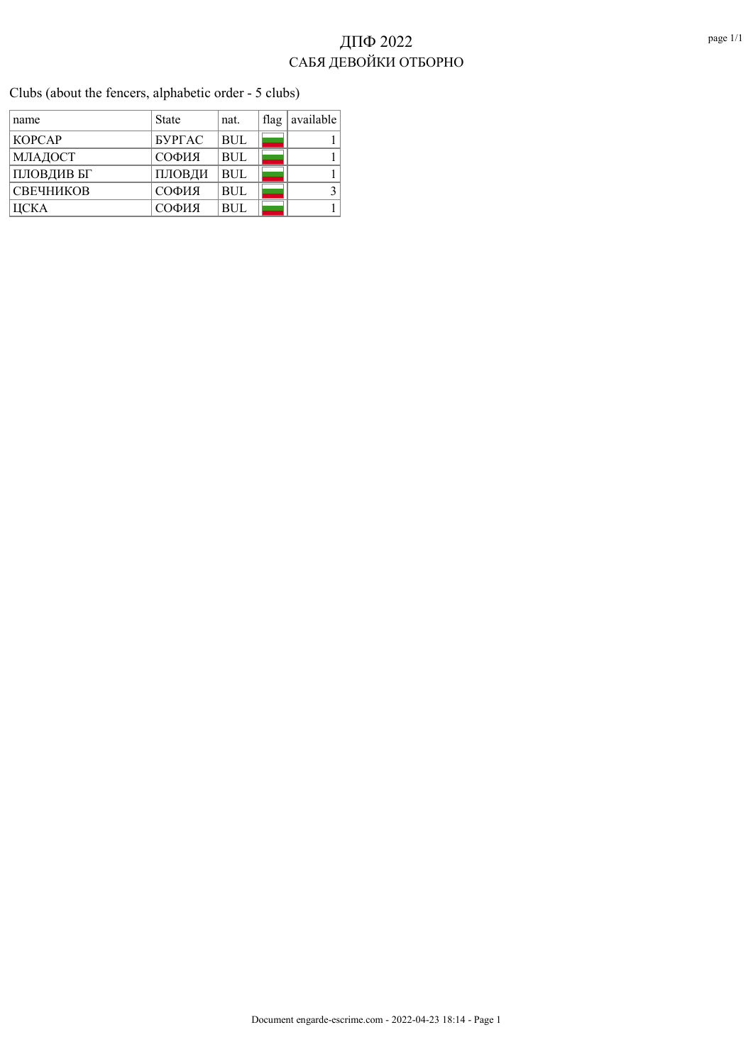# ДПФ 2022

## САБЯ ДЕВОЙКИ ОТБОРНО

Clubs (about the fencers, alphabetic order - 5 clubs)

| name | State | nat. | flag | available |
|---|---|---|---|---|
| КОРСАР | БУРГАС | BUL | | 1 |
| МЛАДОСТ | СОФИЯ | BUL | | 1 |
| ПЛОВДИВ БГ | ПЛОВДИ | BUL | | 1 |
| СВЕЧНИКОВ | СОФИЯ | BUL | | 3 |
| ЦСКА | СОФИЯ | BUL | | 1 |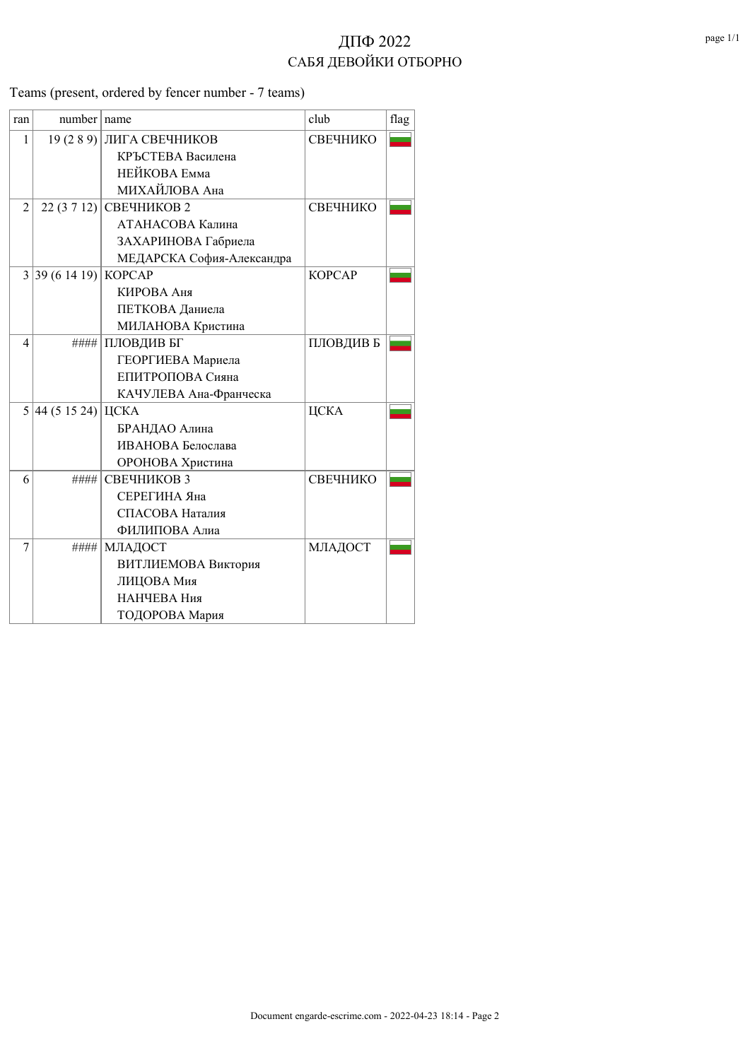# ДПФ 2022

## САБЯ ДЕВОЙКИ ОТБОРНО

Teams (present, ordered by fencer number - 7 teams)

| ran | number | name | club | flag |
|---|---|---|---|---|
| 1 | 19 (2 8 9) | ЛИГА СВЕЧНИКОВ<br>КРЪСТЕВА Василена<br>НЕЙКОВА Емма<br>МИХАЙЛОВА Ана | СВЕЧНИКО | |
| 2 | 22 (3 7 12) | СВЕЧНИКОВ 2<br>АТАНАСОВА Калина<br>ЗАХАРИНОВА Габриела<br>МЕДАРСКА София-Александра | СВЕЧНИКО | |
| 3 | 39 (6 14 19) | КОРСАР<br>КИРОВА Аня<br>ПЕТКОВА Даниела<br>МИЛАНОВА Кристина | КОРСАР | |
| 4 | #### | ПЛОВДИВ БГ<br>ГЕОРГИЕВА Мариела<br>ЕПИТРОПОВА Сияна<br>КАЧУЛЕВА Ана-Франческа | ПЛОВДИВ Б | |
| 5 | 44 (5 15 24) | ЦСКА<br>БРАНДАО Алина<br>ИВАНОВА Белослава<br>ОРОНОВА Христина | ЦСКА | |
| 6 | #### | СВЕЧНИКОВ 3<br>СЕРЕГИНА Яна<br>СПАСОВА Наталия<br>ФИЛИПОВА Алиа | СВЕЧНИКО | |
| 7 | #### | МЛАДОСТ<br>ВИТЛИЕМОВА Виктория<br>ЛИЦОВА Мия<br>НАНЧЕВА Ния<br>ТОДОРОВА Мария | МЛАДОСТ | |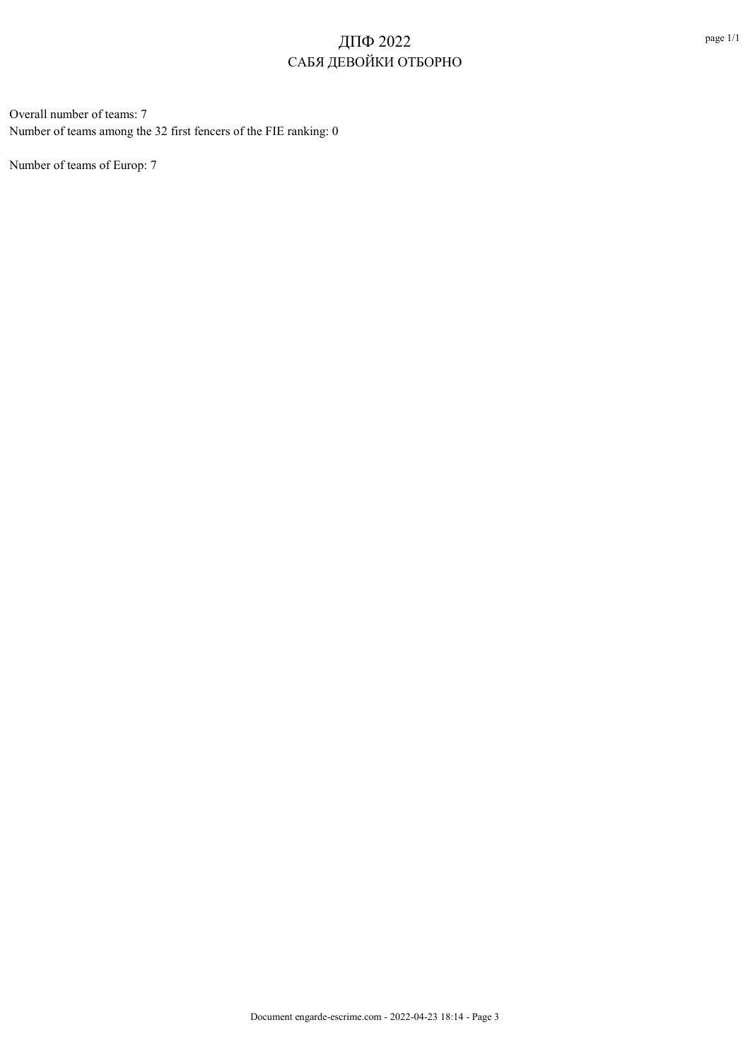# ДПФ 2022

## САБЯ ДЕВОЙКИ ОТБОРНО

Overall number of teams: 7

Number of teams among the 32 first fencers of the FIE ranking: 0

Number of teams of Europ: 7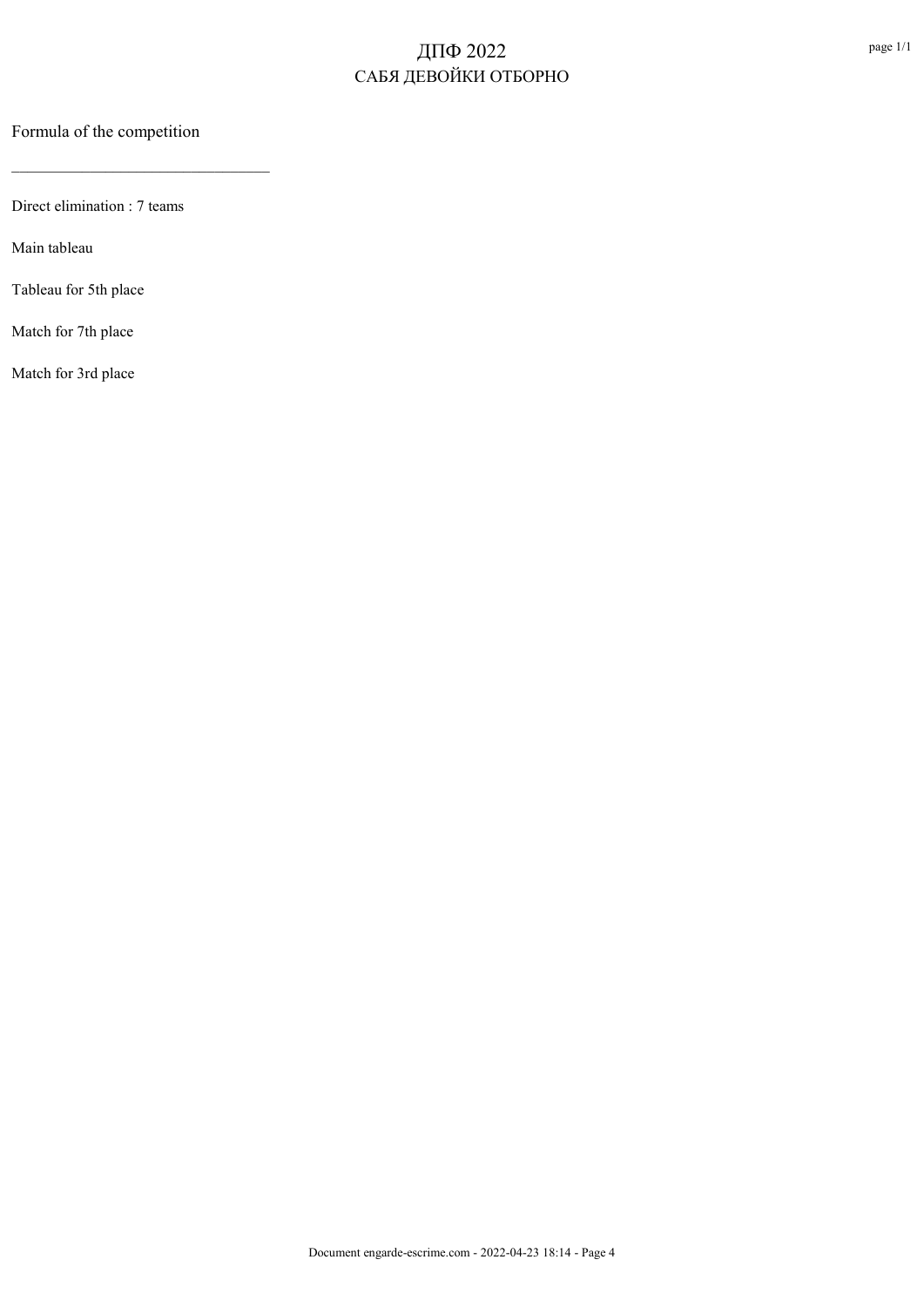# ДПФ 2022
## САБЯ ДЕВОЙКИ ОТБОРНО

Formula of the competition

---

Direct elimination : 7 teams

Main tableau

Tableau for 5th place

Match for 7th place

Match for 3rd place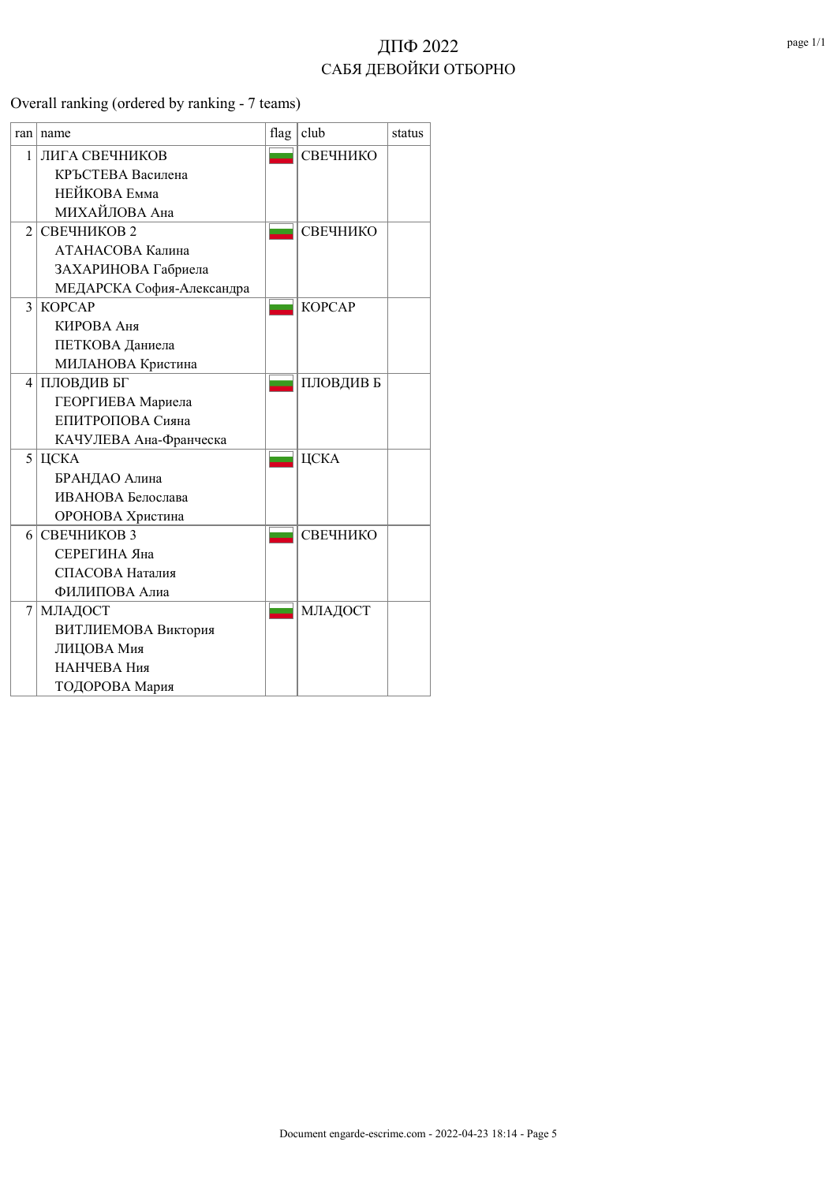# ДПФ 2022

## САБЯ ДЕВОЙКИ ОТБОРНО

Overall ranking (ordered by ranking - 7 teams)

| ran | name | flag | club | status |
|---|---|---|---|---|
| 1 | ЛИГА СВЕЧНИКОВ | | СВЕЧНИКО | |
| | КРЪСТЕВА Василена | | | |
| | НЕЙКОВА Емма | | | |
| | МИХАЙЛОВА Ана | | | |
| 2 | СВЕЧНИКОВ 2 | | СВЕЧНИКО | |
| | АТАНАСОВА Калина | | | |
| | ЗАХАРИНОВА Габриела | | | |
| | МЕДАРСКА София-Александра | | | |
| 3 | КОРСАР | | КОРСАР | |
| | КИРОВА Аня | | | |
| | ПЕТКОВА Даниела | | | |
| | МИЛАНОВА Кристина | | | |
| 4 | ПЛОВДИВ БГ | | ПЛОВДИВ Б | |
| | ГЕОРГИЕВА Мариела | | | |
| | ЕПИТРОПОВА Сияна | | | |
| | КАЧУЛЕВА Ана-Франческа | | | |
| 5 | ЦСКА | | ЦСКА | |
| | БРАНДАО Алина | | | |
| | ИВАНОВА Белослава | | | |
| | ОРОНОВА Христина | | | |
| 6 | СВЕЧНИКОВ 3 | | СВЕЧНИКО | |
| | СЕРЕГИНА Яна | | | |
| | СПАСОВА Наталия | | | |
| | ФИЛИПОВА Алиа | | | |
| 7 | МЛАДОСТ | | МЛАДОСТ | |
| | ВИТЛИЕМОВА Виктория | | | |
| | ЛИЦОВА Мия | | | |
| | НАНЧЕВА Ния | | | |
| | ТОДОРОВА Мария | | | |

Document engarde-escrime.com - 2022-04-23 18:14 - Page 5